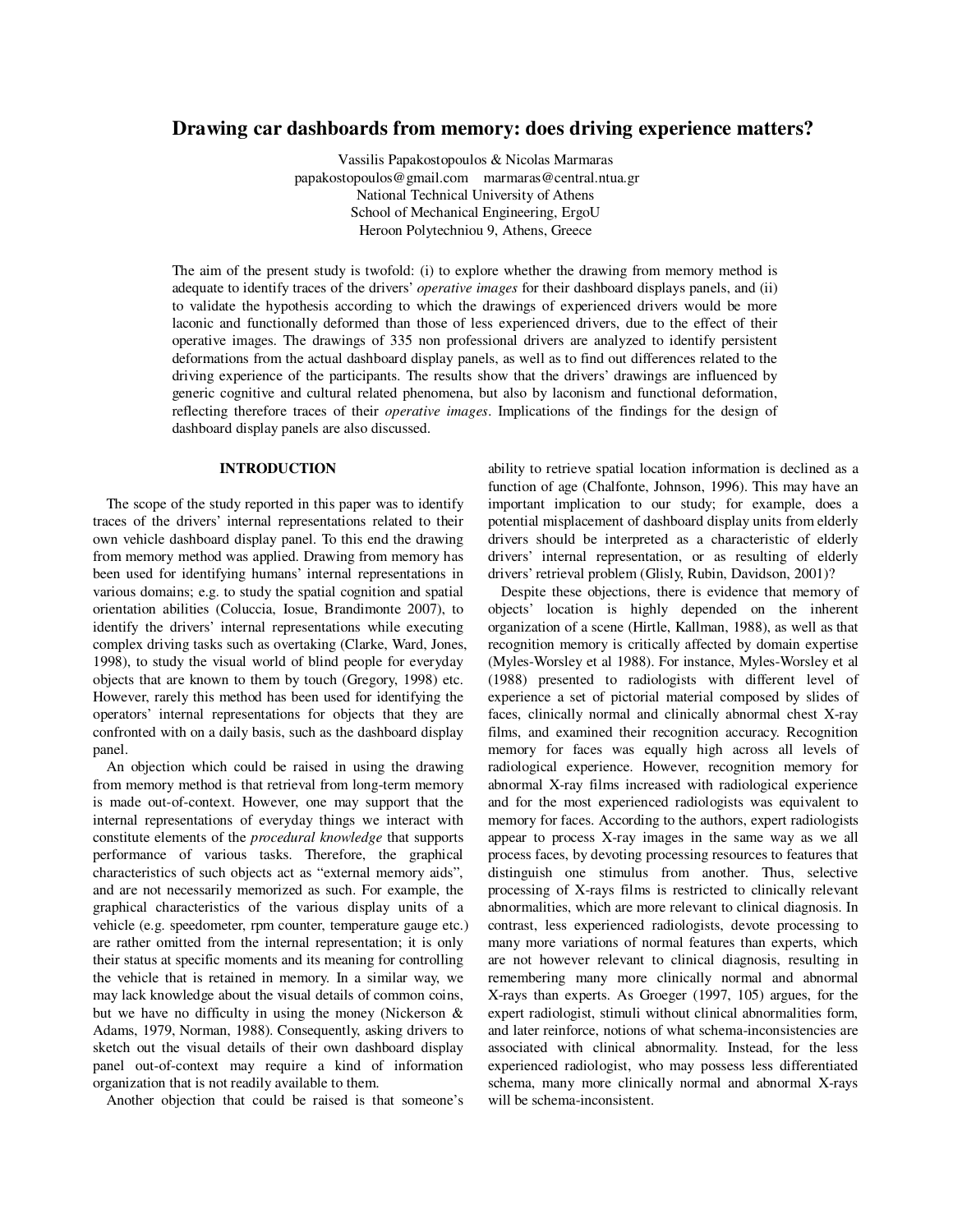# Drawing car dashboards from memory: does driving experience matters?

Vassilis Papakostopoulos & Nicolas Marmaras
papakostopoulos@gmail.com marmaras@central.ntua.gr
National Technical University of Athens
School of Mechanical Engineering, ErgoU
Heroon Polytechniou 9, Athens, Greece

The aim of the present study is twofold: (i) to explore whether the drawing from memory method is adequate to identify traces of the drivers' *operative images* for their dashboard displays panels, and (ii) to validate the hypothesis according to which the drawings of experienced drivers would be more laconic and functionally deformed than those of less experienced drivers, due to the effect of their operative images. The drawings of 335 non professional drivers are analyzed to identify persistent deformations from the actual dashboard display panels, as well as to find out differences related to the driving experience of the participants. The results show that the drivers' drawings are influenced by generic cognitive and cultural related phenomena, but also by laconism and functional deformation, reflecting therefore traces of their *operative images*. Implications of the findings for the design of dashboard display panels are also discussed.

## INTRODUCTION

The scope of the study reported in this paper was to identify traces of the drivers' internal representations related to their own vehicle dashboard display panel. To this end the drawing from memory method was applied. Drawing from memory has been used for identifying humans' internal representations in various domains; e.g. to study the spatial cognition and spatial orientation abilities (Coluccia, Iosue, Brandimonte 2007), to identify the drivers' internal representations while executing complex driving tasks such as overtaking (Clarke, Ward, Jones, 1998), to study the visual world of blind people for everyday objects that are known to them by touch (Gregory, 1998) etc. However, rarely this method has been used for identifying the operators' internal representations for objects that they are confronted with on a daily basis, such as the dashboard display panel.

An objection which could be raised in using the drawing from memory method is that retrieval from long-term memory is made out-of-context. However, one may support that the internal representations of everyday things we interact with constitute elements of the *procedural knowledge* that supports performance of various tasks. Therefore, the graphical characteristics of such objects act as "external memory aids", and are not necessarily memorized as such. For example, the graphical characteristics of the various display units of a vehicle (e.g. speedometer, rpm counter, temperature gauge etc.) are rather omitted from the internal representation; it is only their status at specific moments and its meaning for controlling the vehicle that is retained in memory. In a similar way, we may lack knowledge about the visual details of common coins, but we have no difficulty in using the money (Nickerson & Adams, 1979, Norman, 1988). Consequently, asking drivers to sketch out the visual details of their own dashboard display panel out-of-context may require a kind of information organization that is not readily available to them.

Another objection that could be raised is that someone's ability to retrieve spatial location information is declined as a function of age (Chalfonte, Johnson, 1996). This may have an important implication to our study; for example, does a potential misplacement of dashboard display units from elderly drivers should be interpreted as a characteristic of elderly drivers' internal representation, or as resulting of elderly drivers' retrieval problem (Glisly, Rubin, Davidson, 2001)?

Despite these objections, there is evidence that memory of objects' location is highly depended on the inherent organization of a scene (Hirtle, Kallman, 1988), as well as that recognition memory is critically affected by domain expertise (Myles-Worsley et al 1988). For instance, Myles-Worsley et al (1988) presented to radiologists with different level of experience a set of pictorial material composed by slides of faces, clinically normal and clinically abnormal chest X-ray films, and examined their recognition accuracy. Recognition memory for faces was equally high across all levels of radiological experience. However, recognition memory for abnormal X-ray films increased with radiological experience and for the most experienced radiologists was equivalent to memory for faces. According to the authors, expert radiologists appear to process X-ray images in the same way as we all process faces, by devoting processing resources to features that distinguish one stimulus from another. Thus, selective processing of X-rays films is restricted to clinically relevant abnormalities, which are more relevant to clinical diagnosis. In contrast, less experienced radiologists, devote processing to many more variations of normal features than experts, which are not however relevant to clinical diagnosis, resulting in remembering many more clinically normal and abnormal X-rays than experts. As Groeger (1997, 105) argues, for the expert radiologist, stimuli without clinical abnormalities form, and later reinforce, notions of what schema-inconsistencies are associated with clinical abnormality. Instead, for the less experienced radiologist, who may possess less differentiated schema, many more clinically normal and abnormal X-rays will be schema-inconsistent.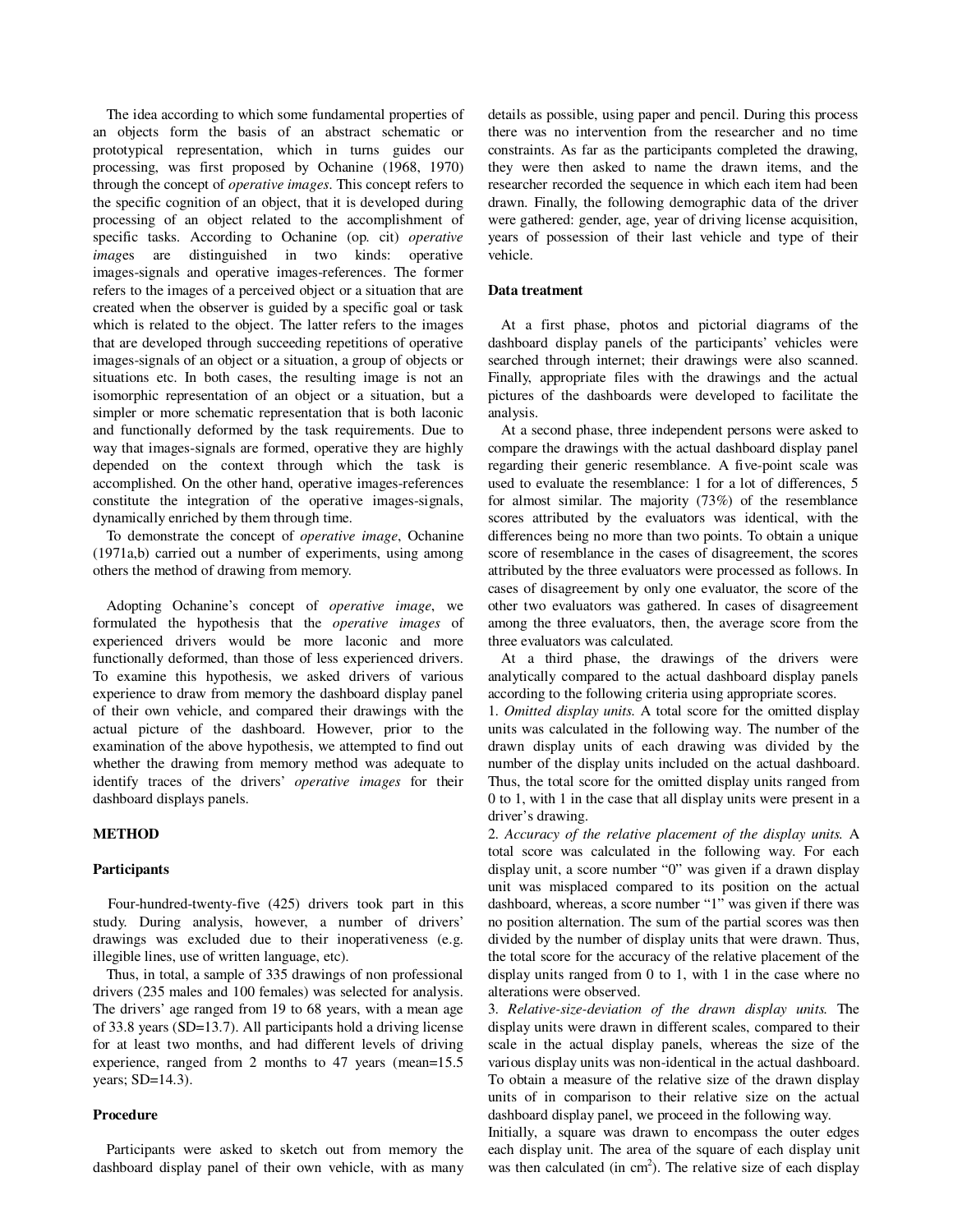The idea according to which some fundamental properties of an objects form the basis of an abstract schematic or prototypical representation, which in turns guides our processing, was first proposed by Ochanine (1968, 1970) through the concept of *operative images*. This concept refers to the specific cognition of an object, that it is developed during processing of an object related to the accomplishment of specific tasks. According to Ochanine (op. cit) *operative images* are distinguished in two kinds: operative images-signals and operative images-references. The former refers to the images of a perceived object or a situation that are created when the observer is guided by a specific goal or task which is related to the object. The latter refers to the images that are developed through succeeding repetitions of operative images-signals of an object or a situation, a group of objects or situations etc. In both cases, the resulting image is not an isomorphic representation of an object or a situation, but a simpler or more schematic representation that is both laconic and functionally deformed by the task requirements. Due to way that images-signals are formed, operative they are highly depended on the context through which the task is accomplished. On the other hand, operative images-references constitute the integration of the operative images-signals, dynamically enriched by them through time.

To demonstrate the concept of *operative image*, Ochanine (1971a,b) carried out a number of experiments, using among others the method of drawing from memory.

Adopting Ochanine's concept of *operative image*, we formulated the hypothesis that the *operative images* of experienced drivers would be more laconic and more functionally deformed, than those of less experienced drivers. To examine this hypothesis, we asked drivers of various experience to draw from memory the dashboard display panel of their own vehicle, and compared their drawings with the actual picture of the dashboard. However, prior to the examination of the above hypothesis, we attempted to find out whether the drawing from memory method was adequate to identify traces of the drivers' *operative images* for their dashboard displays panels.

## METHOD

### Participants

Four-hundred-twenty-five (425) drivers took part in this study. During analysis, however, a number of drivers' drawings was excluded due to their inoperativeness (e.g. illegible lines, use of written language, etc).

Thus, in total, a sample of 335 drawings of non professional drivers (235 males and 100 females) was selected for analysis. The drivers' age ranged from 19 to 68 years, with a mean age of 33.8 years (SD=13.7). All participants hold a driving license for at least two months, and had different levels of driving experience, ranged from 2 months to 47 years (mean=15.5 years; SD=14.3).

### Procedure

Participants were asked to sketch out from memory the dashboard display panel of their own vehicle, with as many details as possible, using paper and pencil. During this process there was no intervention from the researcher and no time constraints. As far as the participants completed the drawing, they were then asked to name the drawn items, and the researcher recorded the sequence in which each item had been drawn. Finally, the following demographic data of the driver were gathered: gender, age, year of driving license acquisition, years of possession of their last vehicle and type of their vehicle.

### Data treatment

At a first phase, photos and pictorial diagrams of the dashboard display panels of the participants' vehicles were searched through internet; their drawings were also scanned. Finally, appropriate files with the drawings and the actual pictures of the dashboards were developed to facilitate the analysis.

At a second phase, three independent persons were asked to compare the drawings with the actual dashboard display panel regarding their generic resemblance. A five-point scale was used to evaluate the resemblance: 1 for a lot of differences, 5 for almost similar. The majority (73%) of the resemblance scores attributed by the evaluators was identical, with the differences being no more than two points. To obtain a unique score of resemblance in the cases of disagreement, the scores attributed by the three evaluators were processed as follows. In cases of disagreement by only one evaluator, the score of the other two evaluators was gathered. In cases of disagreement among the three evaluators, then, the average score from the three evaluators was calculated.

At a third phase, the drawings of the drivers were analytically compared to the actual dashboard display panels according to the following criteria using appropriate scores.

1. *Omitted display units.* A total score for the omitted display units was calculated in the following way. The number of the drawn display units of each drawing was divided by the number of the display units included on the actual dashboard. Thus, the total score for the omitted display units ranged from 0 to 1, with 1 in the case that all display units were present in a driver's drawing.
2. *Accuracy of the relative placement of the display units.* A total score was calculated in the following way. For each display unit, a score number "0" was given if a drawn display unit was misplaced compared to its position on the actual dashboard, whereas, a score number "1" was given if there was no position alternation. The sum of the partial scores was then divided by the number of display units that were drawn. Thus, the total score for the accuracy of the relative placement of the display units ranged from 0 to 1, with 1 in the case where no alterations were observed.
3. *Relative-size-deviation of the drawn display units.* The display units were drawn in different scales, compared to their scale in the actual display panels, whereas the size of the various display units was non-identical in the actual dashboard. To obtain a measure of the relative size of the drawn display units of in comparison to their relative size on the actual dashboard display panel, we proceed in the following way.

Initially, a square was drawn to encompass the outer edges each display unit. The area of the square of each display unit was then calculated (in $cm^2$). The relative size of each display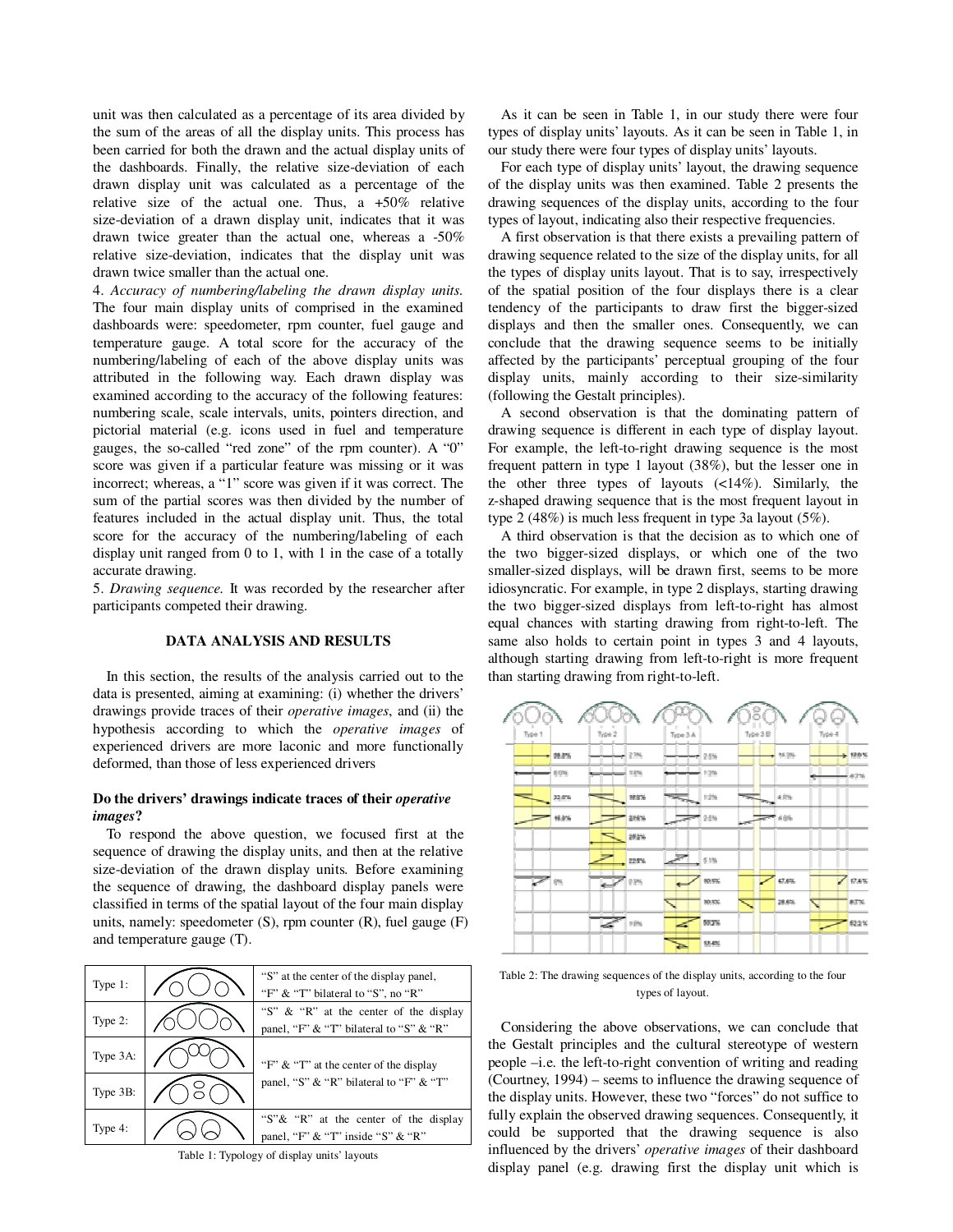unit was then calculated as a percentage of its area divided by the sum of the areas of all the display units. This process has been carried for both the drawn and the actual display units of the dashboards. Finally, the relative size-deviation of each drawn display unit was calculated as a percentage of the relative size of the actual one. Thus, a +50% relative size-deviation of a drawn display unit, indicates that it was drawn twice greater than the actual one, whereas a -50% relative size-deviation, indicates that the display unit was drawn twice smaller than the actual one.

4. *Accuracy of numbering/labeling the drawn display units.* The four main display units of comprised in the examined dashboards were: speedometer, rpm counter, fuel gauge and temperature gauge. A total score for the accuracy of the numbering/labeling of each of the above display units was attributed in the following way. Each drawn display was examined according to the accuracy of the following features: numbering scale, scale intervals, units, pointers direction, and pictorial material (e.g. icons used in fuel and temperature gauges, the so-called "red zone" of the rpm counter). A "0" score was given if a particular feature was missing or it was incorrect; whereas, a "1" score was given if it was correct. The sum of the partial scores was then divided by the number of features included in the actual display unit. Thus, the total score for the accuracy of the numbering/labeling of each display unit ranged from 0 to 1, with 1 in the case of a totally accurate drawing.

5. *Drawing sequence.* It was recorded by the researcher after participants competed their drawing.

## DATA ANALYSIS AND RESULTS

In this section, the results of the analysis carried out to the data is presented, aiming at examining: (i) whether the drivers' drawings provide traces of their *operative images*, and (ii) the hypothesis according to which the *operative images* of experienced drivers are more laconic and more functionally deformed, than those of less experienced drivers

### Do the drivers' drawings indicate traces of their *operative images*?

To respond the above question, we focused first at the sequence of drawing the display units, and then at the relative size-deviation of the drawn display units. Before examining the sequence of drawing, the dashboard display panels were classified in terms of the spatial layout of the four main display units, namely: speedometer (S), rpm counter (R), fuel gauge (F) and temperature gauge (T).

| | | |
|---|---|---|
| Type 1: | | "S" at the center of the display panel, "F" & "T" bilateral to "S", no "R" |
| Type 2: | | "S" & "R" at the center of the display panel, "F" & "T" bilateral to "S" & "R" |
| Type 3A: | | "F" & "T" at the center of the display panel, "S" & "R" bilateral to "F" & "T" |
| Type 3B: | | |
| Type 4: | | "S"& "R" at the center of the display panel, "F" & "T" inside "S" & "R" |

Table 1: Typology of display units' layouts

As it can be seen in Table 1, in our study there were four types of display units' layouts. As it can be seen in Table 1, in our study there were four types of display units' layouts.

For each type of display units' layout, the drawing sequence of the display units was then examined. Table 2 presents the drawing sequences of the display units, according to the four types of layout, indicating also their respective frequencies.

A first observation is that there exists a prevailing pattern of drawing sequence related to the size of the display units, for all the types of display units layout. That is to say, irrespectively of the spatial position of the four displays there is a clear tendency of the participants to draw first the bigger-sized displays and then the smaller ones. Consequently, we can conclude that the drawing sequence seems to be initially affected by the participants' perceptual grouping of the four display units, mainly according to their size-similarity (following the Gestalt principles).

A second observation is that the dominating pattern of drawing sequence is different in each type of display layout. For example, the left-to-right drawing sequence is the most frequent pattern in type 1 layout (38%), but the lesser one in the other three types of layouts (<14%). Similarly, the z-shaped drawing sequence that is the most frequent layout in type 2 (48%) is much less frequent in type 3a layout (5%).

A third observation is that the decision as to which one of the two bigger-sized displays, or which one of the two smaller-sized displays, will be drawn first, seems to be more idiosyncratic. For example, in type 2 displays, starting drawing the two bigger-sized displays from left-to-right has almost equal chances with starting drawing from right-to-left. The same also holds to certain point in types 3 and 4 layouts, although starting drawing from left-to-right is more frequent than starting drawing from right-to-left.

Table 2: The drawing sequences of the display units, according to the four types of layout.

Considering the above observations, we can conclude that the Gestalt principles and the cultural stereotype of western people –i.e. the left-to-right convention of writing and reading (Courtney, 1994) – seems to influence the drawing sequence of the display units. However, these two "forces" do not suffice to fully explain the observed drawing sequences. Consequently, it could be supported that the drawing sequence is also influenced by the drivers' *operative images* of their dashboard display panel (e.g. drawing first the display unit which is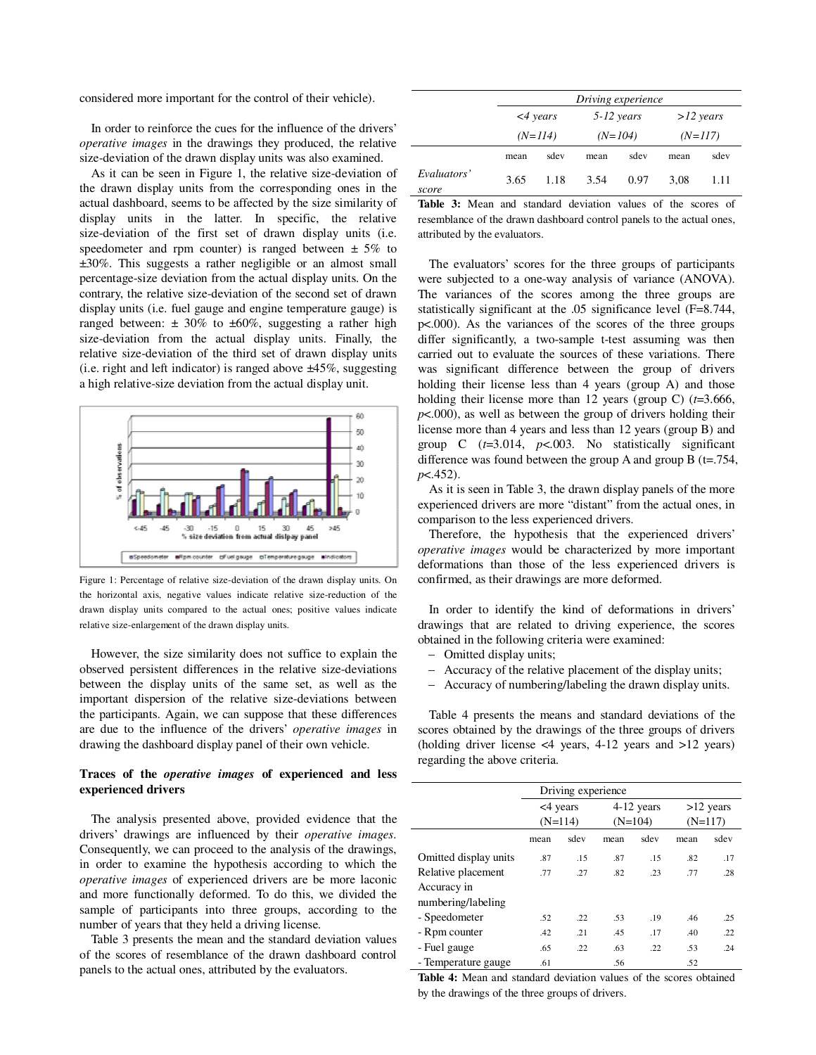considered more important for the control of their vehicle).

In order to reinforce the cues for the influence of the drivers' *operative images* in the drawings they produced, the relative size-deviation of the drawn display units was also examined.

As it can be seen in Figure 1, the relative size-deviation of the drawn display units from the corresponding ones in the actual dashboard, seems to be affected by the size similarity of display units in the latter. In specific, the relative size-deviation of the first set of drawn display units (i.e. speedometer and rpm counter) is ranged between ± 5% to ±30%. This suggests a rather negligible or an almost small percentage-size deviation from the actual display units. On the contrary, the relative size-deviation of the second set of drawn display units (i.e. fuel gauge and engine temperature gauge) is ranged between: ± 30% to ±60%, suggesting a rather high size-deviation from the actual display units. Finally, the relative size-deviation of the third set of drawn display units (i.e. right and left indicator) is ranged above ±45%, suggesting a high relative-size deviation from the actual display unit.

Figure 1: Percentage of relative size-deviation of the drawn display units. On the horizontal axis, negative values indicate relative size-reduction of the drawn display units compared to the actual ones; positive values indicate relative size-enlargement of the drawn display units.

However, the size similarity does not suffice to explain the observed persistent differences in the relative size-deviations between the display units of the same set, as well as the important dispersion of the relative size-deviations between the participants. Again, we can suppose that these differences are due to the influence of the drivers' *operative images* in drawing the dashboard display panel of their own vehicle.

**Traces of the *operative images* of experienced and less experienced drivers**

The analysis presented above, provided evidence that the drivers' drawings are influenced by their *operative images*. Consequently, we can proceed to the analysis of the drawings, in order to examine the hypothesis according to which the *operative images* of experienced drivers are be more laconic and more functionally deformed. To do this, we divided the sample of participants into three groups, according to the number of years that they held a driving license.

Table 3 presents the mean and the standard deviation values of the scores of resemblance of the drawn dashboard control panels to the actual ones, attributed by the evaluators.

| | *Driving experience* | | | | | |
|---|---|---|---|---|---|---|
| | *<4 years (N=114)* | | *5-12 years (N=104)* | | *>12 years (N=117)* | |
| | mean | sdev | mean | sdev | mean | sdev |
| *Evaluators' score* | 3.65 | 1.18 | 3.54 | 0.97 | 3,08 | 1.11 |

**Table 3:** Mean and standard deviation values of the scores of resemblance of the drawn dashboard control panels to the actual ones, attributed by the evaluators.

The evaluators' scores for the three groups of participants were subjected to a one-way analysis of variance (ANOVA). The variances of the scores among the three groups are statistically significant at the .05 significance level ($F$=8.744, $p$<.000). As the variances of the scores of the three groups differ significantly, a two-sample t-test assuming was then carried out to evaluate the sources of these variations. There was significant difference between the group of drivers holding their license less than 4 years (group A) and those holding their license more than 12 years (group C) ($t$=3.666, $p$<.000), as well as between the group of drivers holding their license more than 4 years and less than 12 years (group B) and group C ($t$=3.014, $p$<.003. No statistically significant difference was found between the group A and group B (t=.754, $p$<.452).

As it is seen in Table 3, the drawn display panels of the more experienced drivers are more "distant" from the actual ones, in comparison to the less experienced drivers.

Therefore, the hypothesis that the experienced drivers' *operative images* would be characterized by more important deformations than those of the less experienced drivers is confirmed, as their drawings are more deformed.

In order to identify the kind of deformations in drivers' drawings that are related to driving experience, the scores obtained in the following criteria were examined:

- Omitted display units;
- Accuracy of the relative placement of the display units;
- Accuracy of numbering/labeling the drawn display units.

Table 4 presents the means and standard deviations of the scores obtained by the drawings of the three groups of drivers (holding driver license <4 years, 4-12 years and >12 years) regarding the above criteria.

| | Driving experience | | | | | |
|---|---|---|---|---|---|---|
| | <4 years (N=114) | | 4-12 years (N=104) | | >12 years (N=117) | |
| | mean | sdev | mean | sdev | mean | sdev |
| Omitted display units | .87 | .15 | .87 | .15 | .82 | .17 |
| Relative placement | .77 | .27 | .82 | .23 | .77 | .28 |
| Accuracy in numbering/labeling | | | | | | |
| - Speedometer | .52 | .22 | .53 | .19 | .46 | .25 |
| - Rpm counter | .42 | .21 | .45 | .17 | .40 | .22 |
| - Fuel gauge | .65 | .22 | .63 | .22 | .53 | .24 |
| - Temperature gauge | .61 | | .56 | | .52 | |

**Table 4:** Mean and standard deviation values of the scores obtained by the drawings of the three groups of drivers.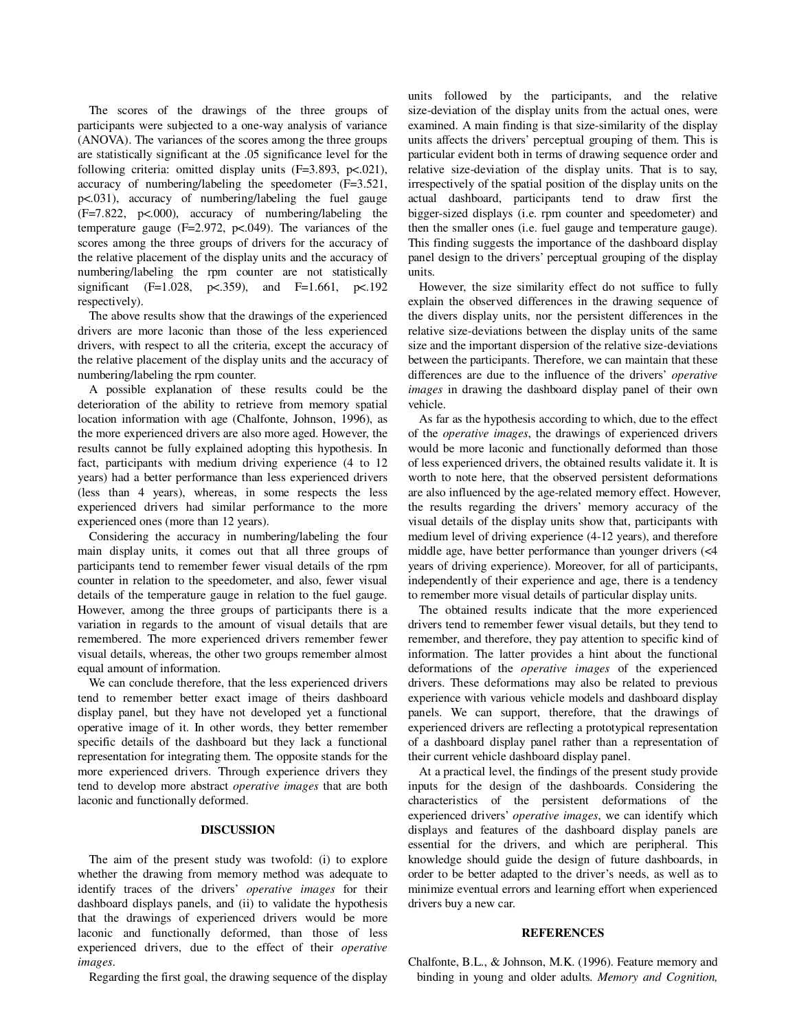The scores of the drawings of the three groups of participants were subjected to a one-way analysis of variance (ANOVA). The variances of the scores among the three groups are statistically significant at the .05 significance level for the following criteria: omitted display units ($F=3.893$, $p<.021$), accuracy of numbering/labeling the speedometer ($F=3.521$, $p<.031$), accuracy of numbering/labeling the fuel gauge ($F=7.822$, $p<.000$), accuracy of numbering/labeling the temperature gauge ($F=2.972$, $p<.049$). The variances of the scores among the three groups of drivers for the accuracy of the relative placement of the display units and the accuracy of numbering/labeling the rpm counter are not statistically significant ($F=1.028$, $p<.359$), and $F=1.661$, $p<.192$ respectively).

The above results show that the drawings of the experienced drivers are more laconic than those of the less experienced drivers, with respect to all the criteria, except the accuracy of the relative placement of the display units and the accuracy of numbering/labeling the rpm counter.

A possible explanation of these results could be the deterioration of the ability to retrieve from memory spatial location information with age (Chalfonte, Johnson, 1996), as the more experienced drivers are also more aged. However, the results cannot be fully explained adopting this hypothesis. In fact, participants with medium driving experience (4 to 12 years) had a better performance than less experienced drivers (less than 4 years), whereas, in some respects the less experienced drivers had similar performance to the more experienced ones (more than 12 years).

Considering the accuracy in numbering/labeling the four main display units, it comes out that all three groups of participants tend to remember fewer visual details of the rpm counter in relation to the speedometer, and also, fewer visual details of the temperature gauge in relation to the fuel gauge. However, among the three groups of participants there is a variation in regards to the amount of visual details that are remembered. The more experienced drivers remember fewer visual details, whereas, the other two groups remember almost equal amount of information.

We can conclude therefore, that the less experienced drivers tend to remember better exact image of theirs dashboard display panel, but they have not developed yet a functional operative image of it. In other words, they better remember specific details of the dashboard but they lack a functional representation for integrating them. The opposite stands for the more experienced drivers. Through experience drivers they tend to develop more abstract *operative images* that are both laconic and functionally deformed.

## DISCUSSION

The aim of the present study was twofold: (i) to explore whether the drawing from memory method was adequate to identify traces of the drivers' *operative images* for their dashboard displays panels, and (ii) to validate the hypothesis that the drawings of experienced drivers would be more laconic and functionally deformed, than those of less experienced drivers, due to the effect of their *operative images*.

Regarding the first goal, the drawing sequence of the display units followed by the participants, and the relative size-deviation of the display units from the actual ones, were examined. A main finding is that size-similarity of the display units affects the drivers' perceptual grouping of them. This is particular evident both in terms of drawing sequence order and relative size-deviation of the display units. That is to say, irrespectively of the spatial position of the display units on the actual dashboard, participants tend to draw first the bigger-sized displays (i.e. rpm counter and speedometer) and then the smaller ones (i.e. fuel gauge and temperature gauge). This finding suggests the importance of the dashboard display panel design to the drivers' perceptual grouping of the display units.

However, the size similarity effect do not suffice to fully explain the observed differences in the drawing sequence of the divers display units, nor the persistent differences in the relative size-deviations between the display units of the same size and the important dispersion of the relative size-deviations between the participants. Therefore, we can maintain that these differences are due to the influence of the drivers' *operative images* in drawing the dashboard display panel of their own vehicle.

As far as the hypothesis according to which, due to the effect of the *operative images*, the drawings of experienced drivers would be more laconic and functionally deformed than those of less experienced drivers, the obtained results validate it. It is worth to note here, that the observed persistent deformations are also influenced by the age-related memory effect. However, the results regarding the drivers' memory accuracy of the visual details of the display units show that, participants with medium level of driving experience (4-12 years), and therefore middle age, have better performance than younger drivers (<4 years of driving experience). Moreover, for all of participants, independently of their experience and age, there is a tendency to remember more visual details of particular display units.

The obtained results indicate that the more experienced drivers tend to remember fewer visual details, but they tend to remember, and therefore, they pay attention to specific kind of information. The latter provides a hint about the functional deformations of the *operative images* of the experienced drivers. These deformations may also be related to previous experience with various vehicle models and dashboard display panels. We can support, therefore, that the drawings of experienced drivers are reflecting a prototypical representation of a dashboard display panel rather than a representation of their current vehicle dashboard display panel.

At a practical level, the findings of the present study provide inputs for the design of the dashboards. Considering the characteristics of the persistent deformations of the experienced drivers' *operative images*, we can identify which displays and features of the dashboard display panels are essential for the drivers, and which are peripheral. This knowledge should guide the design of future dashboards, in order to be better adapted to the driver's needs, as well as to minimize eventual errors and learning effort when experienced drivers buy a new car.

## REFERENCES

Chalfonte, B.L., & Johnson, M.K. (1996). Feature memory and binding in young and older adults. *Memory and Cognition,*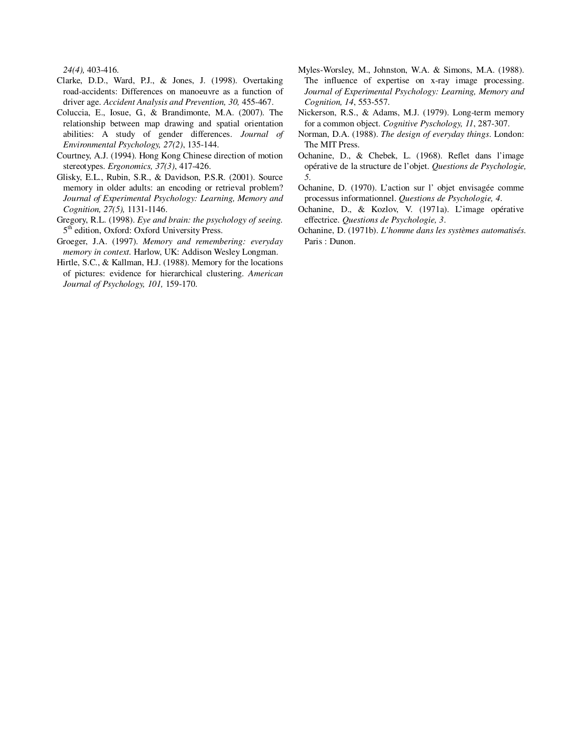*24(4),* 403-416.

Clarke, D.D., Ward, P.J., & Jones, J. (1998). Overtaking road-accidents: Differences on manoeuvre as a function of driver age. *Accident Analysis and Prevention, 30,* 455-467.

Coluccia, E., Iosue, G., & Brandimonte, M.A. (2007). The relationship between map drawing and spatial orientation abilities: A study of gender differences. *Journal of Environmental Psychology, 27(2)*, 135-144.

Courtney, A.J. (1994). Hong Kong Chinese direction of motion stereotypes. *Ergonomics, 37(3)*, 417-426.

Glisky, E.L., Rubin, S.R., & Davidson, P.S.R. (2001). Source memory in older adults: an encoding or retrieval problem? *Journal of Experimental Psychology: Learning, Memory and Cognition, 27(5),* 1131-1146.

Gregory, R.L. (1998). *Eye and brain: the psychology of seeing.* 5th edition, Oxford: Oxford University Press.

Groeger, J.A. (1997). *Memory and remembering: everyday memory in context.* Harlow, UK: Addison Wesley Longman.

Hirtle, S.C., & Kallman, H.J. (1988). Memory for the locations of pictures: evidence for hierarchical clustering. *American Journal of Psychology, 101,* 159-170.

Myles-Worsley, M., Johnston, W.A. & Simons, M.A. (1988). The influence of expertise on x-ray image processing. *Journal of Experimental Psychology: Learning, Memory and Cognition, 14*, 553-557.

Nickerson, R.S., & Adams, M.J. (1979). Long-term memory for a common object. *Cognitive Pyschology, 11*, 287-307.

Norman, D.A. (1988). *The design of everyday things*. London: The MIT Press.

Ochanine, D., & Chebek, L. (1968). Reflet dans l'image opérative de la structure de l'objet. *Questions de Psychologie, 5.*

Ochanine, D. (1970). L'action sur l' objet envisagée comme processus informationnel. *Questions de Psychologie, 4*.

Ochanine, D., & Kozlov, V. (1971a). L'image opérative effectrice. *Questions de Psychologie, 3*.

Ochanine, D. (1971b). *L'homme dans les systèmes automatisés.* Paris : Dunon.